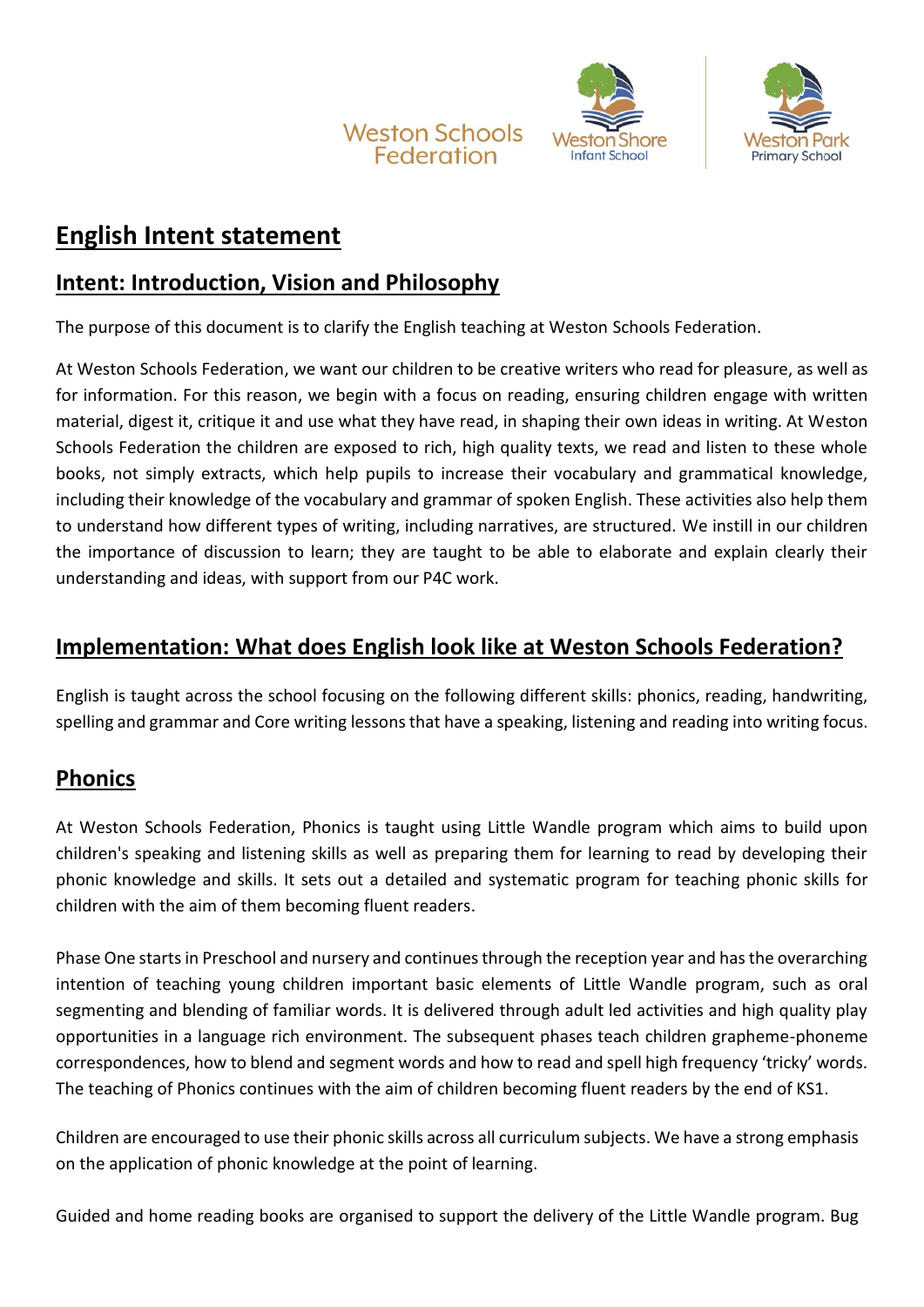Weston Schools Federation

Weston Shore Infant School

Weston Park Primary School

# English Intent statement

## Intent: Introduction, Vision and Philosophy

The purpose of this document is to clarify the English teaching at Weston Schools Federation.

At Weston Schools Federation, we want our children to be creative writers who read for pleasure, as well as for information. For this reason, we begin with a focus on reading, ensuring children engage with written material, digest it, critique it and use what they have read, in shaping their own ideas in writing. At Weston Schools Federation the children are exposed to rich, high quality texts, we read and listen to these whole books, not simply extracts, which help pupils to increase their vocabulary and grammatical knowledge, including their knowledge of the vocabulary and grammar of spoken English. These activities also help them to understand how different types of writing, including narratives, are structured. We instill in our children the importance of discussion to learn; they are taught to be able to elaborate and explain clearly their understanding and ideas, with support from our P4C work.

## Implementation: What does English look like at Weston Schools Federation?

English is taught across the school focusing on the following different skills: phonics, reading, handwriting, spelling and grammar and Core writing lessons that have a speaking, listening and reading into writing focus.

## Phonics

At Weston Schools Federation, Phonics is taught using Little Wandle program which aims to build upon children's speaking and listening skills as well as preparing them for learning to read by developing their phonic knowledge and skills. It sets out a detailed and systematic program for teaching phonic skills for children with the aim of them becoming fluent readers.

Phase One starts in Preschool and nursery and continues through the reception year and has the overarching intention of teaching young children important basic elements of Little Wandle program, such as oral segmenting and blending of familiar words. It is delivered through adult led activities and high quality play opportunities in a language rich environment. The subsequent phases teach children grapheme-phoneme correspondences, how to blend and segment words and how to read and spell high frequency 'tricky' words. The teaching of Phonics continues with the aim of children becoming fluent readers by the end of KS1.

Children are encouraged to use their phonic skills across all curriculum subjects. We have a strong emphasis on the application of phonic knowledge at the point of learning.

Guided and home reading books are organised to support the delivery of the Little Wandle program. Bug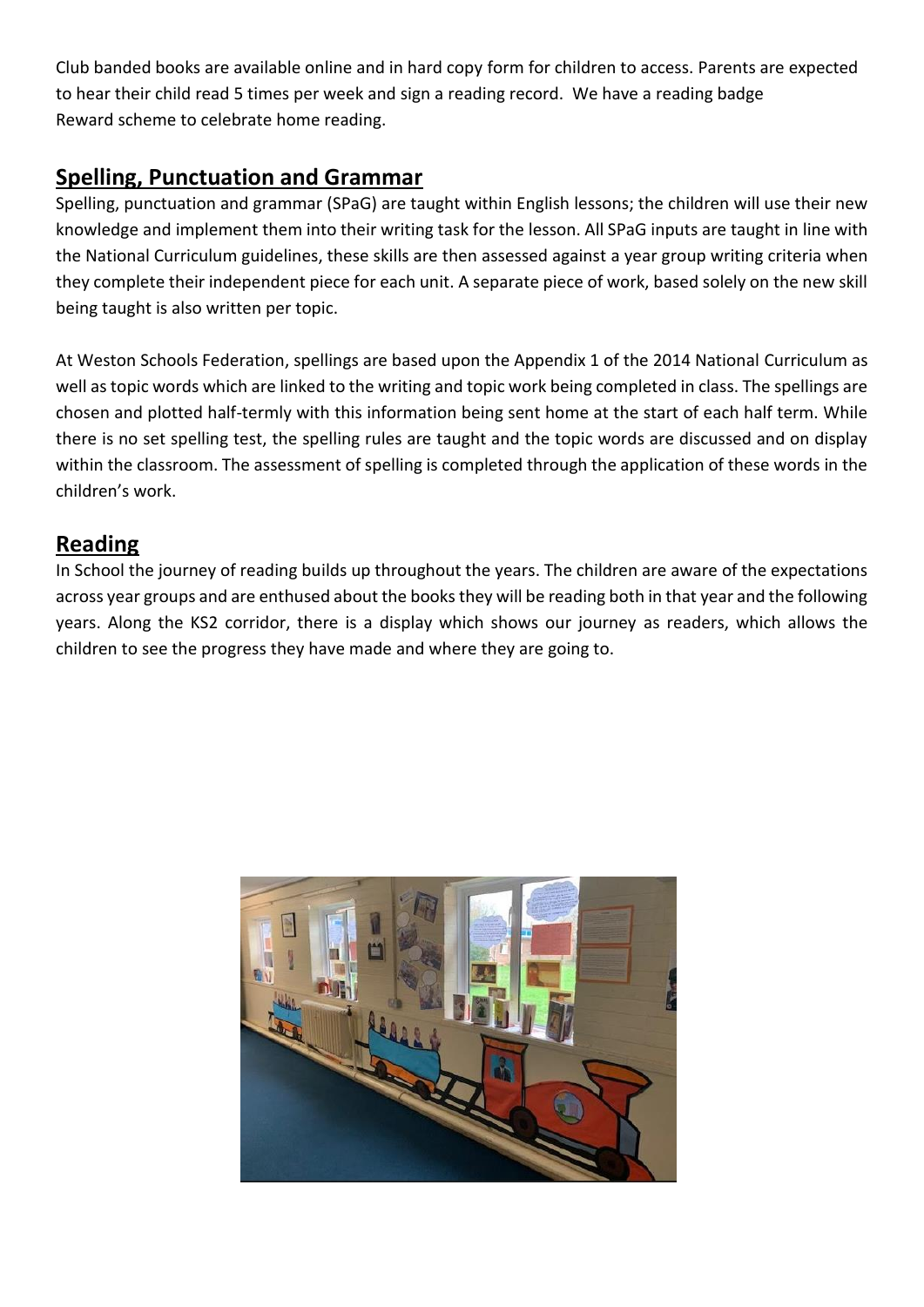Club banded books are available online and in hard copy form for children to access. Parents are expected to hear their child read 5 times per week and sign a reading record. We have a reading badge Reward scheme to celebrate home reading.

## Spelling, Punctuation and Grammar

Spelling, punctuation and grammar (SPaG) are taught within English lessons; the children will use their new knowledge and implement them into their writing task for the lesson. All SPaG inputs are taught in line with the National Curriculum guidelines, these skills are then assessed against a year group writing criteria when they complete their independent piece for each unit. A separate piece of work, based solely on the new skill being taught is also written per topic.

At Weston Schools Federation, spellings are based upon the Appendix 1 of the 2014 National Curriculum as well as topic words which are linked to the writing and topic work being completed in class. The spellings are chosen and plotted half-termly with this information being sent home at the start of each half term. While there is no set spelling test, the spelling rules are taught and the topic words are discussed and on display within the classroom. The assessment of spelling is completed through the application of these words in the children's work.

## Reading

In School the journey of reading builds up throughout the years. The children are aware of the expectations across year groups and are enthused about the books they will be reading both in that year and the following years. Along the KS2 corridor, there is a display which shows our journey as readers, which allows the children to see the progress they have made and where they are going to.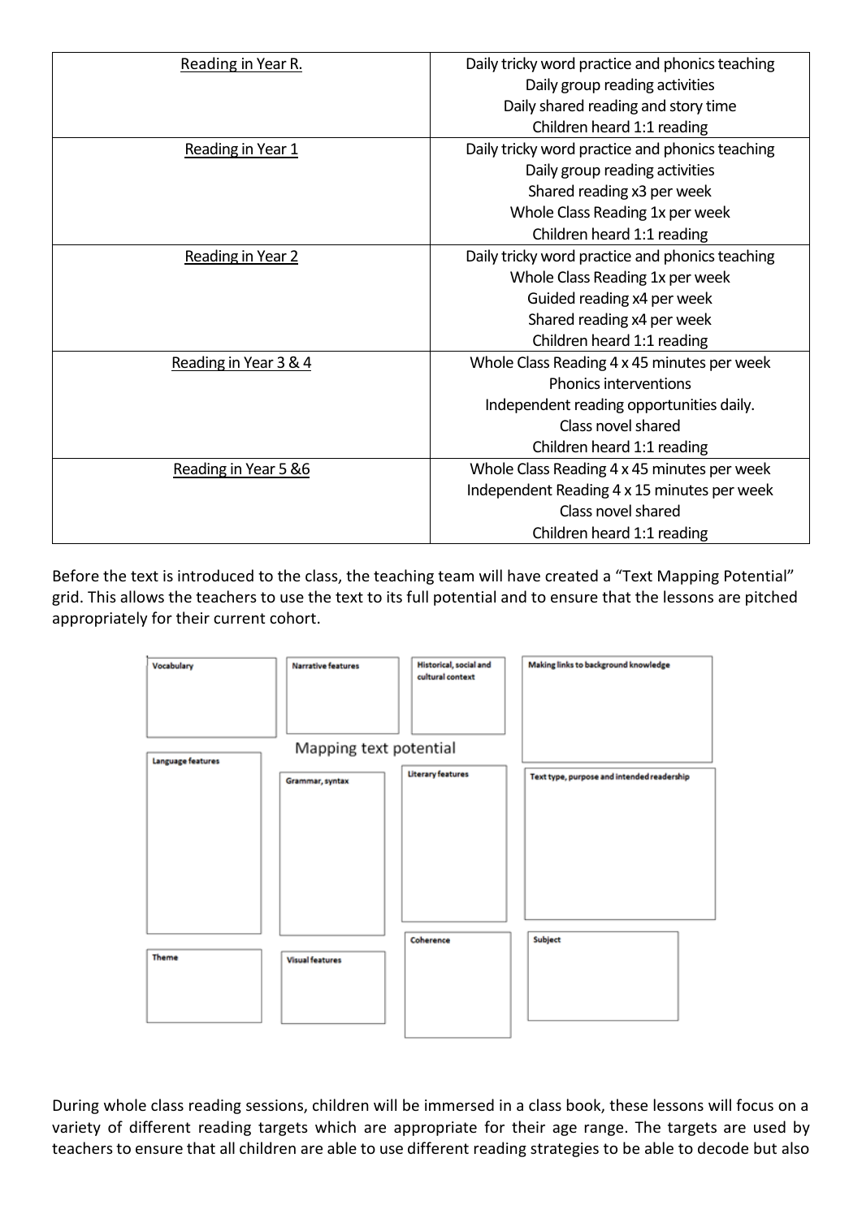| | |
|---|---|
| Reading in Year R. | Daily tricky word practice and phonics teaching<br>Daily group reading activities<br>Daily shared reading and story time<br>Children heard 1:1 reading |
| Reading in Year 1 | Daily tricky word practice and phonics teaching<br>Daily group reading activities<br>Shared reading x3 per week<br>Whole Class Reading 1x per week<br>Children heard 1:1 reading |
| Reading in Year 2 | Daily tricky word practice and phonics teaching<br>Whole Class Reading 1x per week<br>Guided reading x4 per week<br>Shared reading x4 per week<br>Children heard 1:1 reading |
| Reading in Year 3 & 4 | Whole Class Reading 4 x 45 minutes per week<br>Phonics interventions<br>Independent reading opportunities daily.<br>Class novel shared<br>Children heard 1:1 reading |
| Reading in Year 5 &6 | Whole Class Reading 4 x 45 minutes per week<br>Independent Reading 4 x 15 minutes per week<br>Class novel shared<br>Children heard 1:1 reading |

Before the text is introduced to the class, the teaching team will have created a "Text Mapping Potential" grid. This allows the teachers to use the text to its full potential and to ensure that the lessons are pitched appropriately for their current cohort.

Mapping text potential

- Vocabulary
- Narrative features
- Historical, social and cultural context
- Making links to background knowledge
- Language features
- Grammar, syntax
- Literary features
- Text type, purpose and intended readership
- Theme
- Visual features
- Coherence
- Subject

During whole class reading sessions, children will be immersed in a class book, these lessons will focus on a variety of different reading targets which are appropriate for their age range. The targets are used by teachers to ensure that all children are able to use different reading strategies to be able to decode but also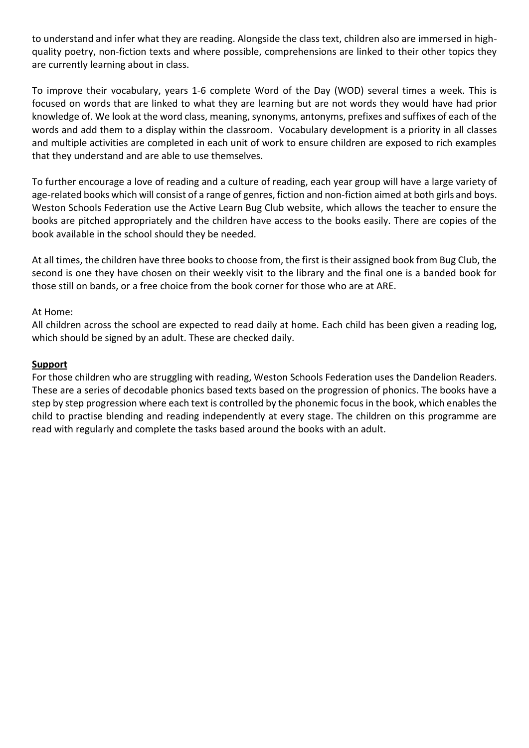to understand and infer what they are reading. Alongside the class text, children also are immersed in high-quality poetry, non-fiction texts and where possible, comprehensions are linked to their other topics they are currently learning about in class.

To improve their vocabulary, years 1-6 complete Word of the Day (WOD) several times a week. This is focused on words that are linked to what they are learning but are not words they would have had prior knowledge of. We look at the word class, meaning, synonyms, antonyms, prefixes and suffixes of each of the words and add them to a display within the classroom. Vocabulary development is a priority in all classes and multiple activities are completed in each unit of work to ensure children are exposed to rich examples that they understand and are able to use themselves.

To further encourage a love of reading and a culture of reading, each year group will have a large variety of age-related books which will consist of a range of genres, fiction and non-fiction aimed at both girls and boys. Weston Schools Federation use the Active Learn Bug Club website, which allows the teacher to ensure the books are pitched appropriately and the children have access to the books easily. There are copies of the book available in the school should they be needed.

At all times, the children have three books to choose from, the first is their assigned book from Bug Club, the second is one they have chosen on their weekly visit to the library and the final one is a banded book for those still on bands, or a free choice from the book corner for those who are at ARE.

At Home:
All children across the school are expected to read daily at home. Each child has been given a reading log, which should be signed by an adult. These are checked daily.

**Support**

For those children who are struggling with reading, Weston Schools Federation uses the Dandelion Readers. These are a series of decodable phonics based texts based on the progression of phonics. The books have a step by step progression where each text is controlled by the phonemic focus in the book, which enables the child to practise blending and reading independently at every stage. The children on this programme are read with regularly and complete the tasks based around the books with an adult.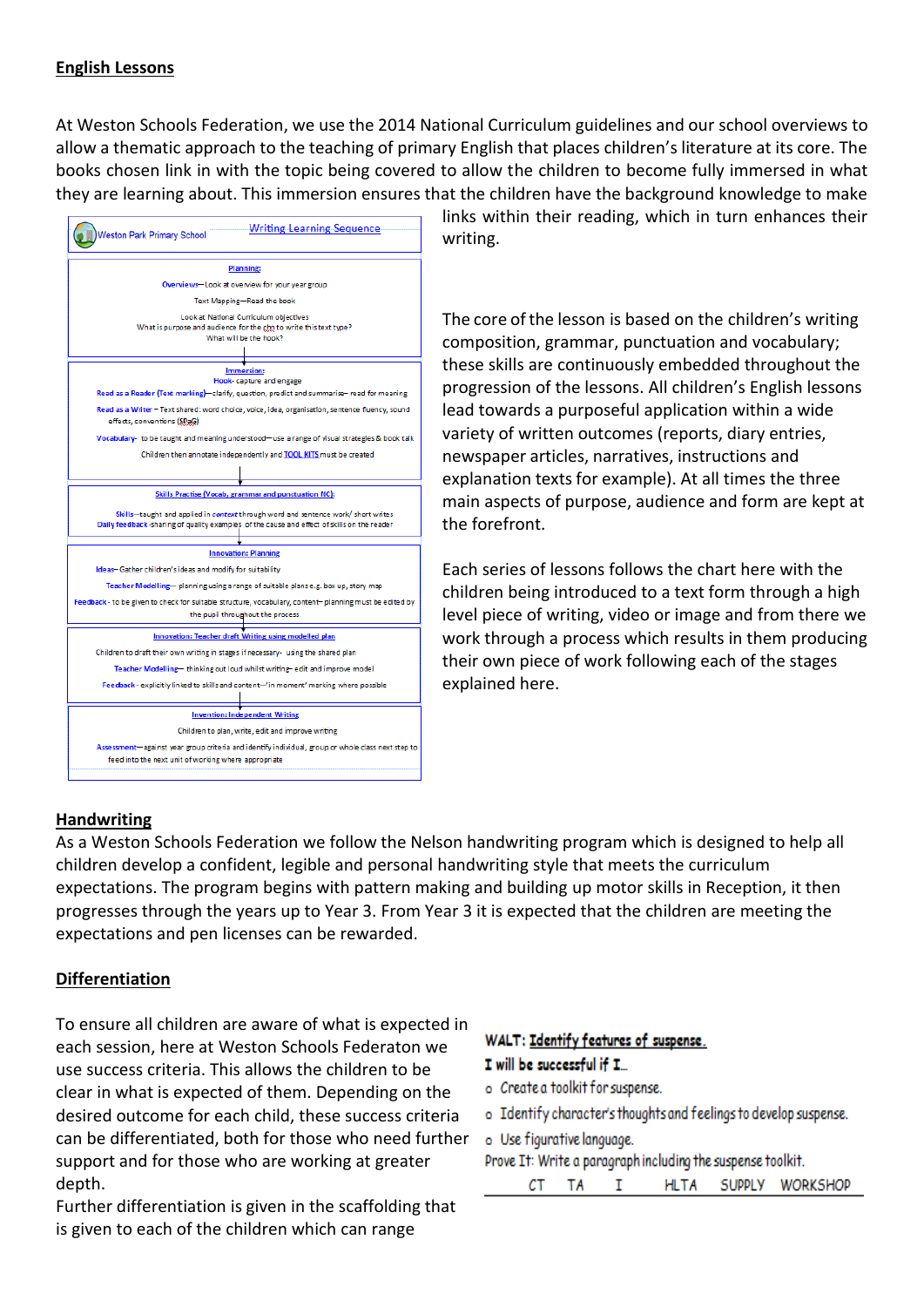## English Lessons

At Weston Schools Federation, we use the 2014 National Curriculum guidelines and our school overviews to allow a thematic approach to the teaching of primary English that places children's literature at its core. The books chosen link in with the topic being covered to allow the children to become fully immersed in what they are learning about. This immersion ensures that the children have the background knowledge to make links within their reading, which in turn enhances their writing.

Weston Park Primary School — Writing Learning Sequence

**Planning:**
Overviews—Look at overview for your year group
Text Mapping—Read the book
Look at National Curriculum objectives
What is purpose and audience for the chn to write this text type?
What will be the hook?

**Immersion:**
Hook- capture and engage
Read as a Reader (Text marking)—clarify, question, predict and summarise– read for meaning
Read as a Writer – Text shared: word choice, voice, idea, organisation, sentence fluency, sound effects, conventions (SPaG)
Vocabulary- to be taught and meaning understood—use a range of visual strategies & book talk
Children then annotate independently and TOOL KITS must be created

**Skills Practise (Vocab, grammar and punctuation NC):**
Skills—taught and applied in context through word and sentence work/ short writes
Daily feedback-sharing of quality examples of the cause and effect of skills on the reader

**Innovation: Planning**
Ideas– Gather children's ideas and modify for suitability
Teacher Modelling– planning using a range of suitable plans e.g. box up, story map
Feedback - to be given to check for suitable structure, vocabulary, content– planning must be edited by the pupil throughout the process

**Innovation: Teacher draft Writing using modelled plan**
Children to draft their own writing in stages if necessary- using the shared plan
Teacher Modelling– thinking out loud whilst writing– edit and improve model
Feedback - explicitly linked to skills and content—'in moment' marking where possible

**Invention: Independent Writing**
Children to plan, write, edit and improve writing
Assessment—against year group criteria and identify individual, group or whole class next step to feed into the next unit of working where appropriate

The core of the lesson is based on the children's writing composition, grammar, punctuation and vocabulary; these skills are continuously embedded throughout the progression of the lessons. All children's English lessons lead towards a purposeful application within a wide variety of written outcomes (reports, diary entries, newspaper articles, narratives, instructions and explanation texts for example). At all times the three main aspects of purpose, audience and form are kept at the forefront.

Each series of lessons follows the chart here with the children being introduced to a text form through a high level piece of writing, video or image and from there we work through a process which results in them producing their own piece of work following each of the stages explained here.

## Handwriting

As a Weston Schools Federation we follow the Nelson handwriting program which is designed to help all children develop a confident, legible and personal handwriting style that meets the curriculum expectations. The program begins with pattern making and building up motor skills in Reception, it then progresses through the years up to Year 3. From Year 3 it is expected that the children are meeting the expectations and pen licenses can be rewarded.

## Differentiation

To ensure all children are aware of what is expected in each session, here at Weston Schools Federaton we use success criteria. This allows the children to be clear in what is expected of them. Depending on the desired outcome for each child, these success criteria can be differentiated, both for those who need further support and for those who are working at greater depth.

Further differentiation is given in the scaffolding that is given to each of the children which can range

**WALT: Identify features of suspense.**
**I will be successful if I…**
- Create a toolkit for suspense.
- Identify character's thoughts and feelings to develop suspense.
- Use figurative language.

Prove It: Write a paragraph including the suspense toolkit.

CT TA I HLTA SUPPLY WORKSHOP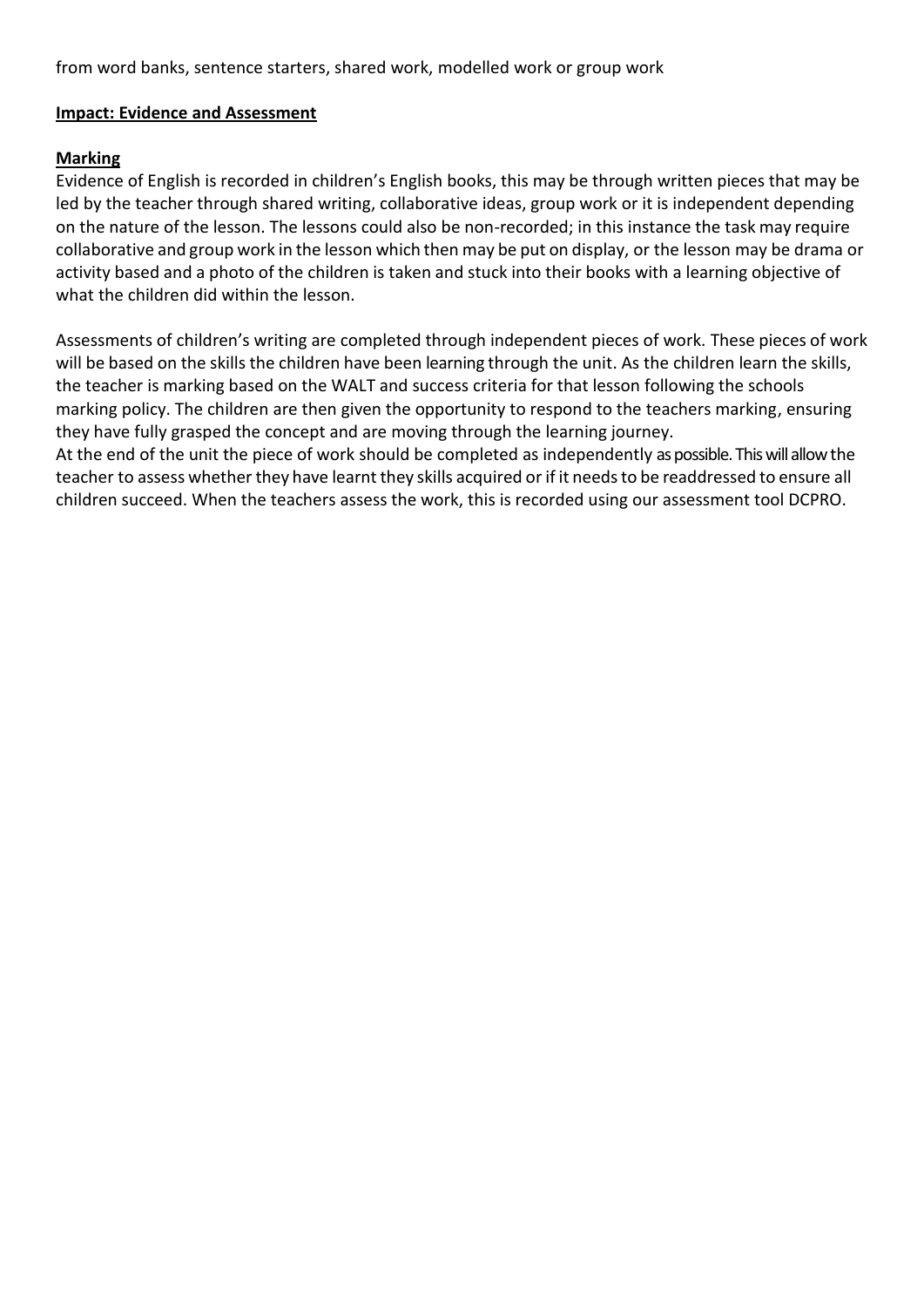from word banks, sentence starters, shared work, modelled work or group work

**Impact: Evidence and Assessment**

**Marking**

Evidence of English is recorded in children's English books, this may be through written pieces that may be led by the teacher through shared writing, collaborative ideas, group work or it is independent depending on the nature of the lesson. The lessons could also be non-recorded; in this instance the task may require collaborative and group work in the lesson which then may be put on display, or the lesson may be drama or activity based and a photo of the children is taken and stuck into their books with a learning objective of what the children did within the lesson.

Assessments of children's writing are completed through independent pieces of work. These pieces of work will be based on the skills the children have been learning through the unit. As the children learn the skills, the teacher is marking based on the WALT and success criteria for that lesson following the schools marking policy. The children are then given the opportunity to respond to the teachers marking, ensuring they have fully grasped the concept and are moving through the learning journey.
At the end of the unit the piece of work should be completed as independently as possible. This will allow the teacher to assess whether they have learnt they skills acquired or if it needs to be readdressed to ensure all children succeed. When the teachers assess the work, this is recorded using our assessment tool DCPRO.